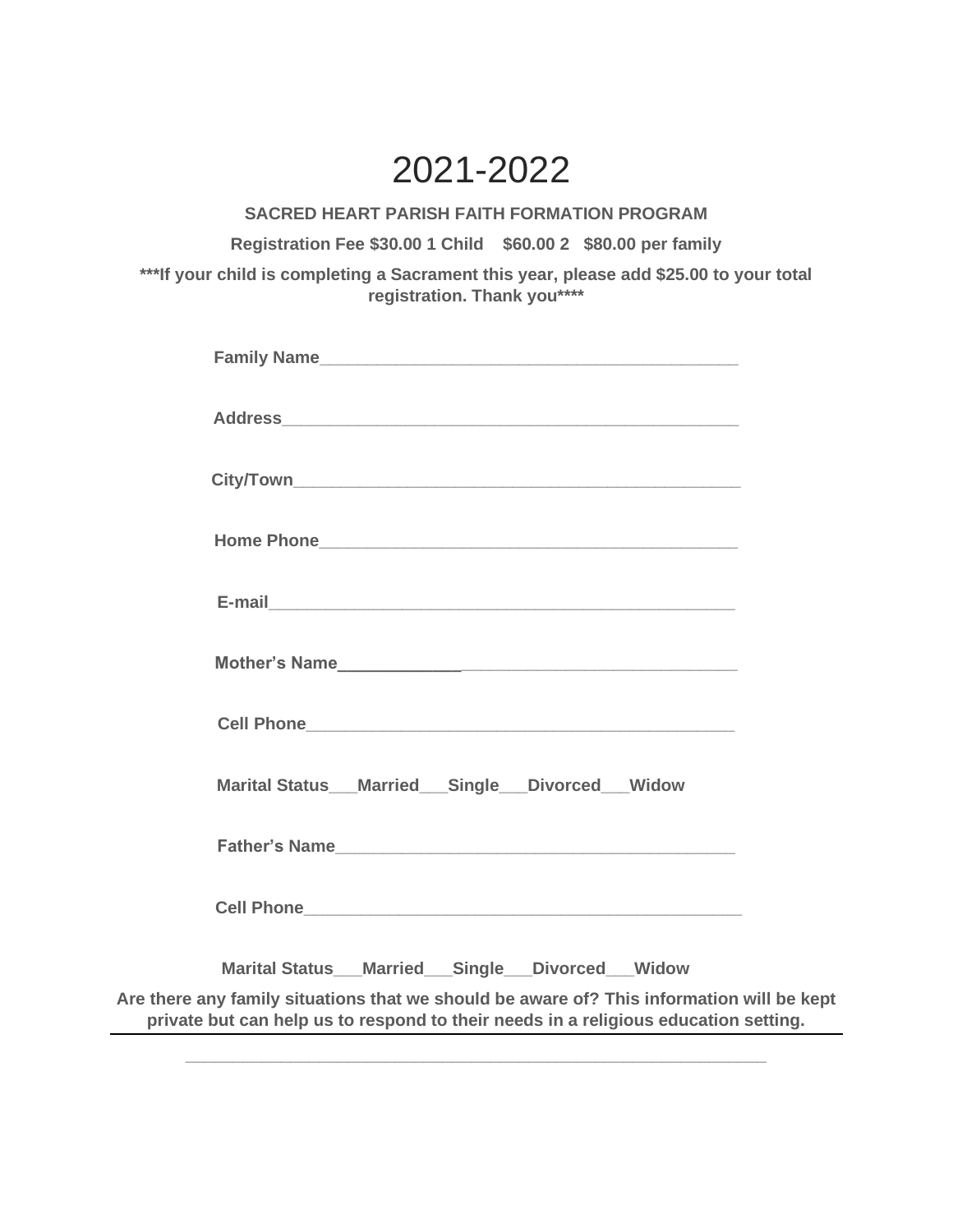# 2021-2022

**SACRED HEART PARISH FAITH FORMATION PROGRAM**

**Registration Fee $30.00 1 Child $60.00 2 $80.00 per family**

**\*\*\*If your child is completing a Sacrament this year, please add $25.00 to your total registration. Thank you\*\*\*\***

**Family Name**_____________________________________________

**Address**_________________________________________________

**City/Town**_______________________________________________

**Home Phone**_____________________________________________

**E-mail**__________________________________________________

**Mother's Name**___________________________________________

**Cell Phone**______________________________________________

**Marital Status___Married___Single___Divorced___Widow**

**Father's Name**___________________________________________

**Cell Phone**______________________________________________

**Marital Status___Married___Single___Divorced___Widow**

**Are there any family situations that we should be aware of? This information will be kept private but can help us to respond to their needs in a religious education setting.**

______________________________________________________________

______________________________________________________________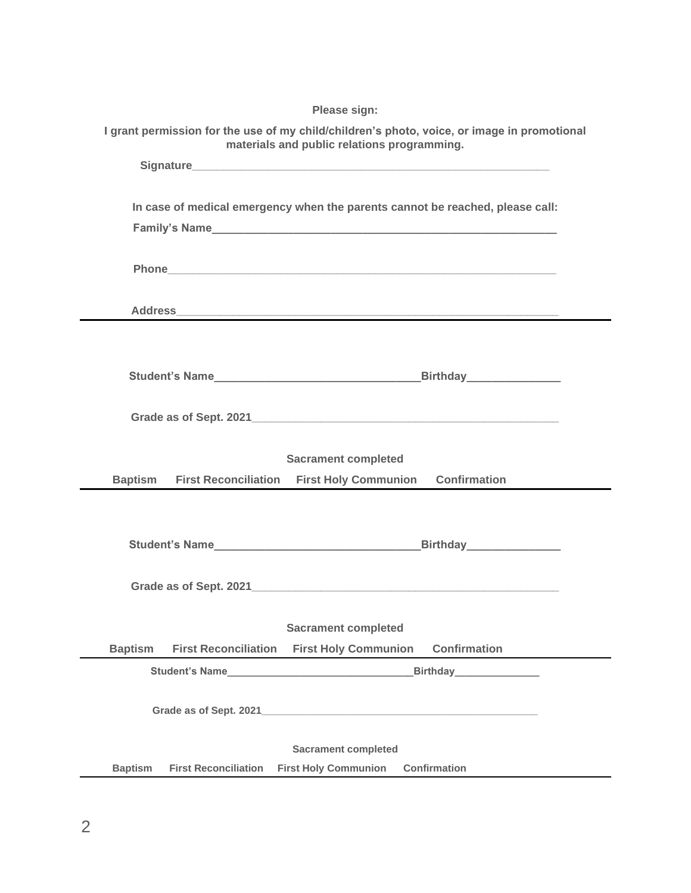**Please sign:**

**I grant permission for the use of my child/children's photo, voice, or image in promotional materials and public relations programming.**

**Signature**\_\_\_\_\_\_\_\_\_\_\_\_\_\_\_\_\_\_\_\_\_\_\_\_\_\_\_\_\_\_\_\_\_\_\_\_\_\_\_\_\_\_\_\_\_\_\_\_\_\_\_\_\_\_\_\_

**In case of medical emergency when the parents cannot be reached, please call:**

**Family's Name**\_\_\_\_\_\_\_\_\_\_\_\_\_\_\_\_\_\_\_\_\_\_\_\_\_\_\_\_\_\_\_\_\_\_\_\_\_\_\_\_\_\_\_\_\_\_\_\_\_\_\_\_\_\_\_\_

**Phone**\_\_\_\_\_\_\_\_\_\_\_\_\_\_\_\_\_\_\_\_\_\_\_\_\_\_\_\_\_\_\_\_\_\_\_\_\_\_\_\_\_\_\_\_\_\_\_\_\_\_\_\_\_\_\_\_\_\_\_\_\_\_\_\_

**Address**\_\_\_\_\_\_\_\_\_\_\_\_\_\_\_\_\_\_\_\_\_\_\_\_\_\_\_\_\_\_\_\_\_\_\_\_\_\_\_\_\_\_\_\_\_\_\_\_\_\_\_\_\_\_\_\_\_\_\_\_\_\_\_

---

**Student's Name**\_\_\_\_\_\_\_\_\_\_\_\_\_\_\_\_\_\_\_\_\_\_\_\_\_\_\_\_\_\_\_\_\_\_\_\_**Birthday**\_\_\_\_\_\_\_\_\_\_\_\_\_\_\_\_

**Grade as of Sept. 2021**\_\_\_\_\_\_\_\_\_\_\_\_\_\_\_\_\_\_\_\_\_\_\_\_\_\_\_\_\_\_\_\_\_\_\_\_\_\_\_\_\_\_\_\_\_\_\_\_\_\_\_\_

**Sacrament completed**

**Baptism First Reconciliation First Holy Communion Confirmation**

---

**Student's Name**\_\_\_\_\_\_\_\_\_\_\_\_\_\_\_\_\_\_\_\_\_\_\_\_\_\_\_\_\_\_\_\_\_\_\_\_**Birthday**\_\_\_\_\_\_\_\_\_\_\_\_\_\_\_\_

**Grade as of Sept. 2021**\_\_\_\_\_\_\_\_\_\_\_\_\_\_\_\_\_\_\_\_\_\_\_\_\_\_\_\_\_\_\_\_\_\_\_\_\_\_\_\_\_\_\_\_\_\_\_\_\_\_\_\_

**Sacrament completed**

**Baptism First Reconciliation First Holy Communion Confirmation**

---

**Student's Name**\_\_\_\_\_\_\_\_\_\_\_\_\_\_\_\_\_\_\_\_\_\_\_\_\_\_\_\_\_\_\_\_\_\_\_\_**Birthday**\_\_\_\_\_\_\_\_\_\_\_\_\_\_\_\_

**Grade as of Sept. 2021**\_\_\_\_\_\_\_\_\_\_\_\_\_\_\_\_\_\_\_\_\_\_\_\_\_\_\_\_\_\_\_\_\_\_\_\_\_\_\_\_\_\_\_\_\_\_\_\_\_\_\_\_

**Sacrament completed**

**Baptism First Reconciliation First Holy Communion Confirmation**

---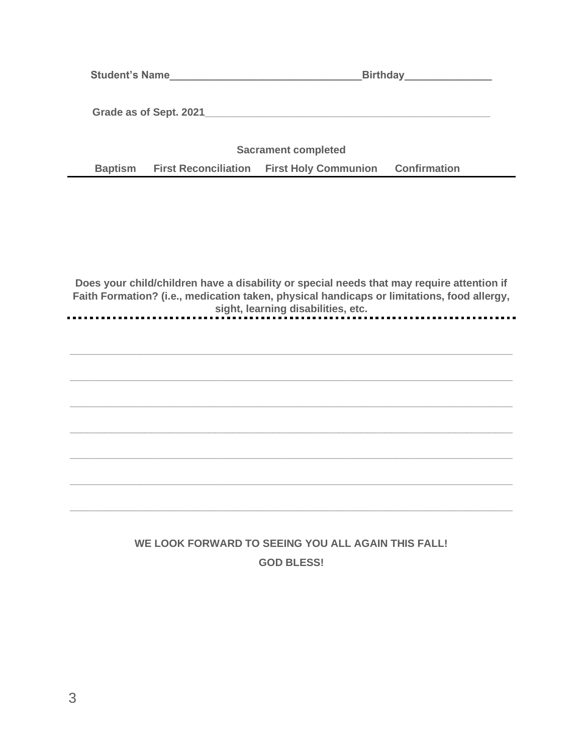**Student's Name**________________________________**Birthday**_______________

**Grade as of Sept. 2021**_______________________________________________

**Sacrament completed**

| Baptism | First Reconciliation | First Holy Communion | Confirmation |
|---|---|---|---|
| | | | |

**Does your child/children have a disability or special needs that may require attention if Faith Formation? (i.e., medication taken, physical handicaps or limitations, food allergy, sight, learning disabilities, etc.**

_______________________________________________________________________________

_______________________________________________________________________________

_______________________________________________________________________________

_______________________________________________________________________________

_______________________________________________________________________________

_______________________________________________________________________________

_______________________________________________________________________________

**WE LOOK FORWARD TO SEEING YOU ALL AGAIN THIS FALL!**

**GOD BLESS!**